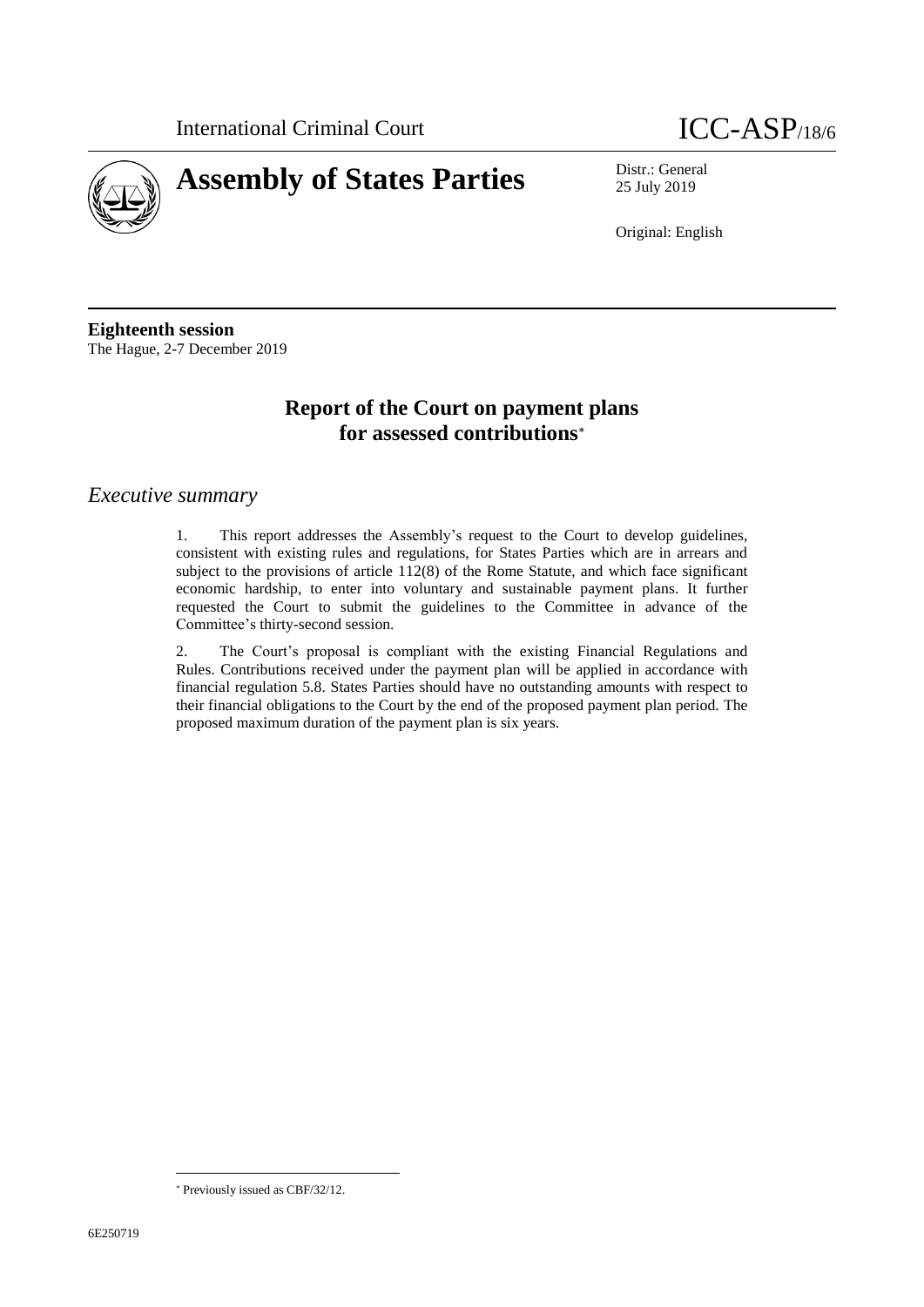International Criminal Court

ICC-ASP/18/6

# Assembly of States Parties

Distr.: General
25 July 2019

Original: English

**Eighteenth session**
The Hague, 2-7 December 2019

## Report of the Court on payment plans for assessed contributions*

## *Executive summary*

1. This report addresses the Assembly's request to the Court to develop guidelines, consistent with existing rules and regulations, for States Parties which are in arrears and subject to the provisions of article 112(8) of the Rome Statute, and which face significant economic hardship, to enter into voluntary and sustainable payment plans. It further requested the Court to submit the guidelines to the Committee in advance of the Committee's thirty-second session.

2. The Court's proposal is compliant with the existing Financial Regulations and Rules. Contributions received under the payment plan will be applied in accordance with financial regulation 5.8. States Parties should have no outstanding amounts with respect to their financial obligations to the Court by the end of the proposed payment plan period. The proposed maximum duration of the payment plan is six years.

---

* Previously issued as CBF/32/12.

6E250719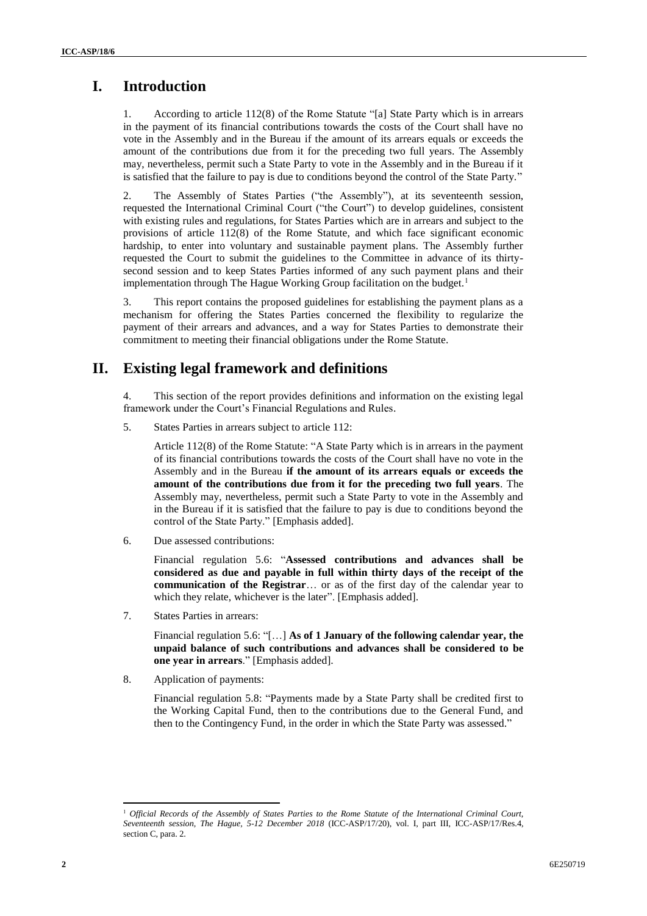# I. Introduction

1. According to article 112(8) of the Rome Statute "[a] State Party which is in arrears in the payment of its financial contributions towards the costs of the Court shall have no vote in the Assembly and in the Bureau if the amount of its arrears equals or exceeds the amount of the contributions due from it for the preceding two full years. The Assembly may, nevertheless, permit such a State Party to vote in the Assembly and in the Bureau if it is satisfied that the failure to pay is due to conditions beyond the control of the State Party."

2. The Assembly of States Parties ("the Assembly"), at its seventeenth session, requested the International Criminal Court ("the Court") to develop guidelines, consistent with existing rules and regulations, for States Parties which are in arrears and subject to the provisions of article 112(8) of the Rome Statute, and which face significant economic hardship, to enter into voluntary and sustainable payment plans. The Assembly further requested the Court to submit the guidelines to the Committee in advance of its thirty-second session and to keep States Parties informed of any such payment plans and their implementation through The Hague Working Group facilitation on the budget.[1]

3. This report contains the proposed guidelines for establishing the payment plans as a mechanism for offering the States Parties concerned the flexibility to regularize the payment of their arrears and advances, and a way for States Parties to demonstrate their commitment to meeting their financial obligations under the Rome Statute.

# II. Existing legal framework and definitions

4. This section of the report provides definitions and information on the existing legal framework under the Court's Financial Regulations and Rules.

5. States Parties in arrears subject to article 112:

   Article 112(8) of the Rome Statute: "A State Party which is in arrears in the payment of its financial contributions towards the costs of the Court shall have no vote in the Assembly and in the Bureau **if the amount of its arrears equals or exceeds the amount of the contributions due from it for the preceding two full years**. The Assembly may, nevertheless, permit such a State Party to vote in the Assembly and in the Bureau if it is satisfied that the failure to pay is due to conditions beyond the control of the State Party." [Emphasis added].

6. Due assessed contributions:

   Financial regulation 5.6: "**Assessed contributions and advances shall be considered as due and payable in full within thirty days of the receipt of the communication of the Registrar**… or as of the first day of the calendar year to which they relate, whichever is the later". [Emphasis added].

7. States Parties in arrears:

   Financial regulation 5.6: "[…] **As of 1 January of the following calendar year, the unpaid balance of such contributions and advances shall be considered to be one year in arrears**." [Emphasis added].

8. Application of payments:

   Financial regulation 5.8: "Payments made by a State Party shall be credited first to the Working Capital Fund, then to the contributions due to the General Fund, and then to the Contingency Fund, in the order in which the State Party was assessed."

---

[1] *Official Records of the Assembly of States Parties to the Rome Statute of the International Criminal Court, Seventeenth session, The Hague, 5-12 December 2018* (ICC-ASP/17/20), vol. I, part III, ICC-ASP/17/Res.4, section C, para. 2.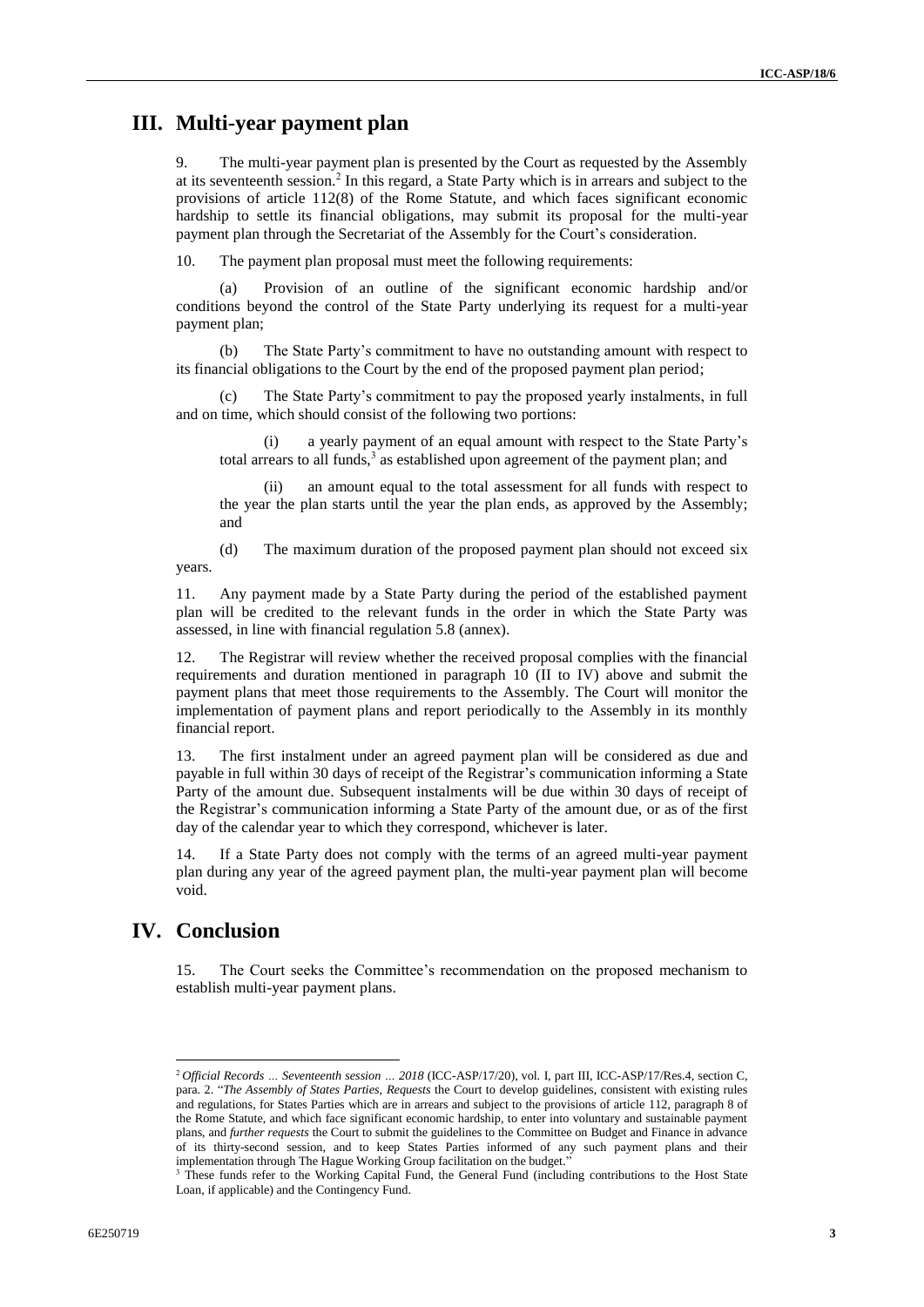## III. Multi-year payment plan

9. The multi-year payment plan is presented by the Court as requested by the Assembly at its seventeenth session.[2] In this regard, a State Party which is in arrears and subject to the provisions of article 112(8) of the Rome Statute, and which faces significant economic hardship to settle its financial obligations, may submit its proposal for the multi-year payment plan through the Secretariat of the Assembly for the Court's consideration.

10. The payment plan proposal must meet the following requirements:

(a) Provision of an outline of the significant economic hardship and/or conditions beyond the control of the State Party underlying its request for a multi-year payment plan;

(b) The State Party's commitment to have no outstanding amount with respect to its financial obligations to the Court by the end of the proposed payment plan period;

(c) The State Party's commitment to pay the proposed yearly instalments, in full and on time, which should consist of the following two portions:

(i) a yearly payment of an equal amount with respect to the State Party's total arrears to all funds,[3] as established upon agreement of the payment plan; and

(ii) an amount equal to the total assessment for all funds with respect to the year the plan starts until the year the plan ends, as approved by the Assembly; and

(d) The maximum duration of the proposed payment plan should not exceed six years.

11. Any payment made by a State Party during the period of the established payment plan will be credited to the relevant funds in the order in which the State Party was assessed, in line with financial regulation 5.8 (annex).

12. The Registrar will review whether the received proposal complies with the financial requirements and duration mentioned in paragraph 10 (II to IV) above and submit the payment plans that meet those requirements to the Assembly. The Court will monitor the implementation of payment plans and report periodically to the Assembly in its monthly financial report.

13. The first instalment under an agreed payment plan will be considered as due and payable in full within 30 days of receipt of the Registrar's communication informing a State Party of the amount due. Subsequent instalments will be due within 30 days of receipt of the Registrar's communication informing a State Party of the amount due, or as of the first day of the calendar year to which they correspond, whichever is later.

14. If a State Party does not comply with the terms of an agreed multi-year payment plan during any year of the agreed payment plan, the multi-year payment plan will become void.

## IV. Conclusion

15. The Court seeks the Committee's recommendation on the proposed mechanism to establish multi-year payment plans.

---

[2] *Official Records … Seventeenth session … 2018* (ICC-ASP/17/20), vol. I, part III, ICC-ASP/17/Res.4, section C, para. 2. "*The Assembly of States Parties, Requests* the Court to develop guidelines, consistent with existing rules and regulations, for States Parties which are in arrears and subject to the provisions of article 112, paragraph 8 of the Rome Statute, and which face significant economic hardship, to enter into voluntary and sustainable payment plans, and *further requests* the Court to submit the guidelines to the Committee on Budget and Finance in advance of its thirty-second session, and to keep States Parties informed of any such payment plans and their implementation through The Hague Working Group facilitation on the budget."

[3] These funds refer to the Working Capital Fund, the General Fund (including contributions to the Host State Loan, if applicable) and the Contingency Fund.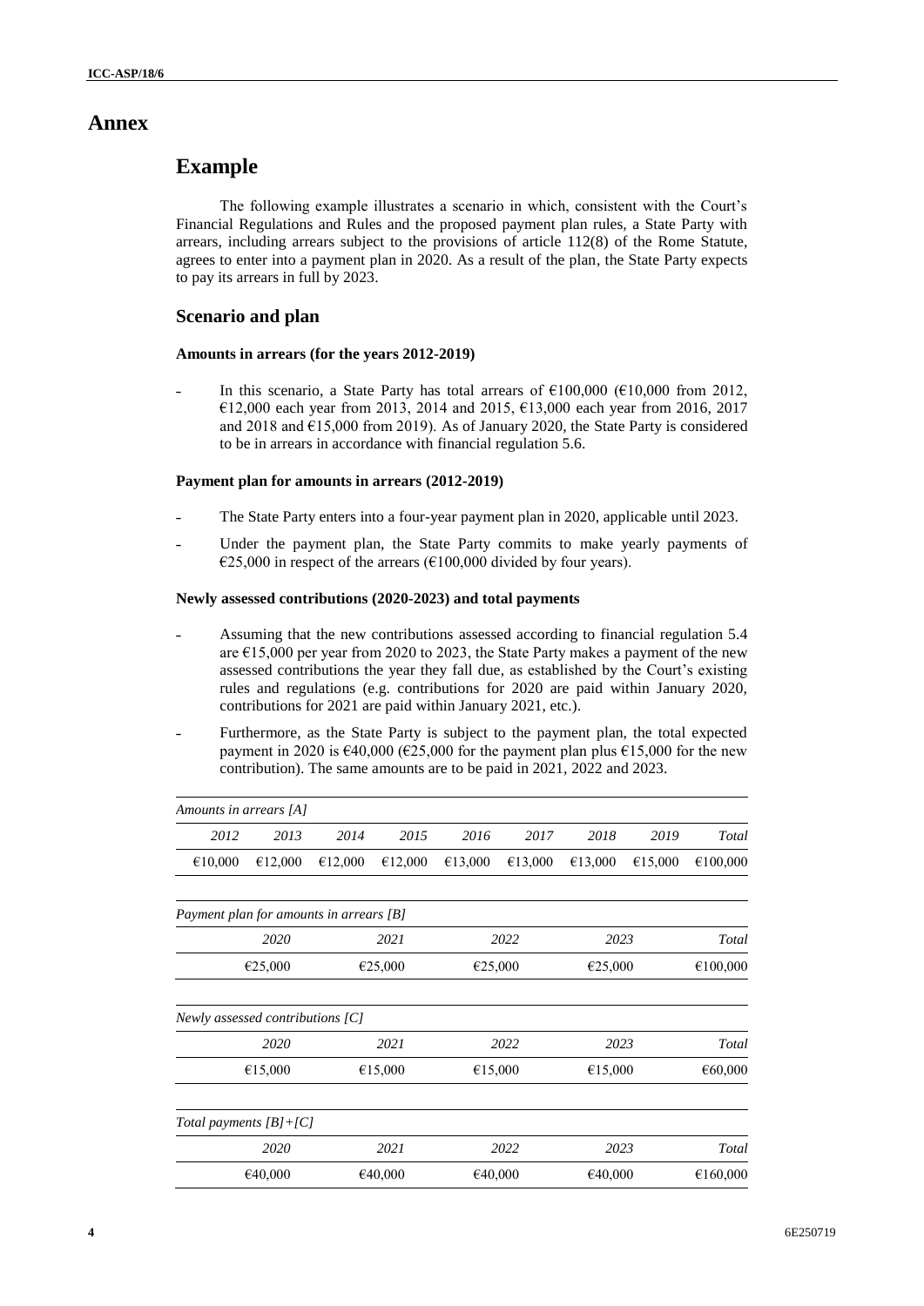# Annex

## Example

The following example illustrates a scenario in which, consistent with the Court's Financial Regulations and Rules and the proposed payment plan rules, a State Party with arrears, including arrears subject to the provisions of article 112(8) of the Rome Statute, agrees to enter into a payment plan in 2020. As a result of the plan, the State Party expects to pay its arrears in full by 2023.

### Scenario and plan

#### Amounts in arrears (for the years 2012-2019)

- In this scenario, a State Party has total arrears of €100,000 (€10,000 from 2012, €12,000 each year from 2013, 2014 and 2015, €13,000 each year from 2016, 2017 and 2018 and €15,000 from 2019). As of January 2020, the State Party is considered to be in arrears in accordance with financial regulation 5.6.

#### Payment plan for amounts in arrears (2012-2019)

- The State Party enters into a four-year payment plan in 2020, applicable until 2023.
- Under the payment plan, the State Party commits to make yearly payments of €25,000 in respect of the arrears (€100,000 divided by four years).

#### Newly assessed contributions (2020-2023) and total payments

- Assuming that the new contributions assessed according to financial regulation 5.4 are €15,000 per year from 2020 to 2023, the State Party makes a payment of the new assessed contributions the year they fall due, as established by the Court's existing rules and regulations (e.g. contributions for 2020 are paid within January 2020, contributions for 2021 are paid within January 2021, etc.).
- Furthermore, as the State Party is subject to the payment plan, the total expected payment in 2020 is €40,000 (€25,000 for the payment plan plus €15,000 for the new contribution). The same amounts are to be paid in 2021, 2022 and 2023.

*Amounts in arrears [A]*

| *2012* | *2013* | *2014* | *2015* | *2016* | *2017* | *2018* | *2019* | *Total* |
|---|---|---|---|---|---|---|---|---|
| €10,000 | €12,000 | €12,000 | €12,000 | €13,000 | €13,000 | €13,000 | €15,000 | €100,000 |

*Payment plan for amounts in arrears [B]*

| *2020* | *2021* | *2022* | *2023* | *Total* |
|---|---|---|---|---|
| €25,000 | €25,000 | €25,000 | €25,000 | €100,000 |

*Newly assessed contributions [C]*

| *2020* | *2021* | *2022* | *2023* | *Total* |
|---|---|---|---|---|
| €15,000 | €15,000 | €15,000 | €15,000 | €60,000 |

*Total payments [B]+[C]*

| *2020* | *2021* | *2022* | *2023* | *Total* |
|---|---|---|---|---|
| €40,000 | €40,000 | €40,000 | €40,000 | €160,000 |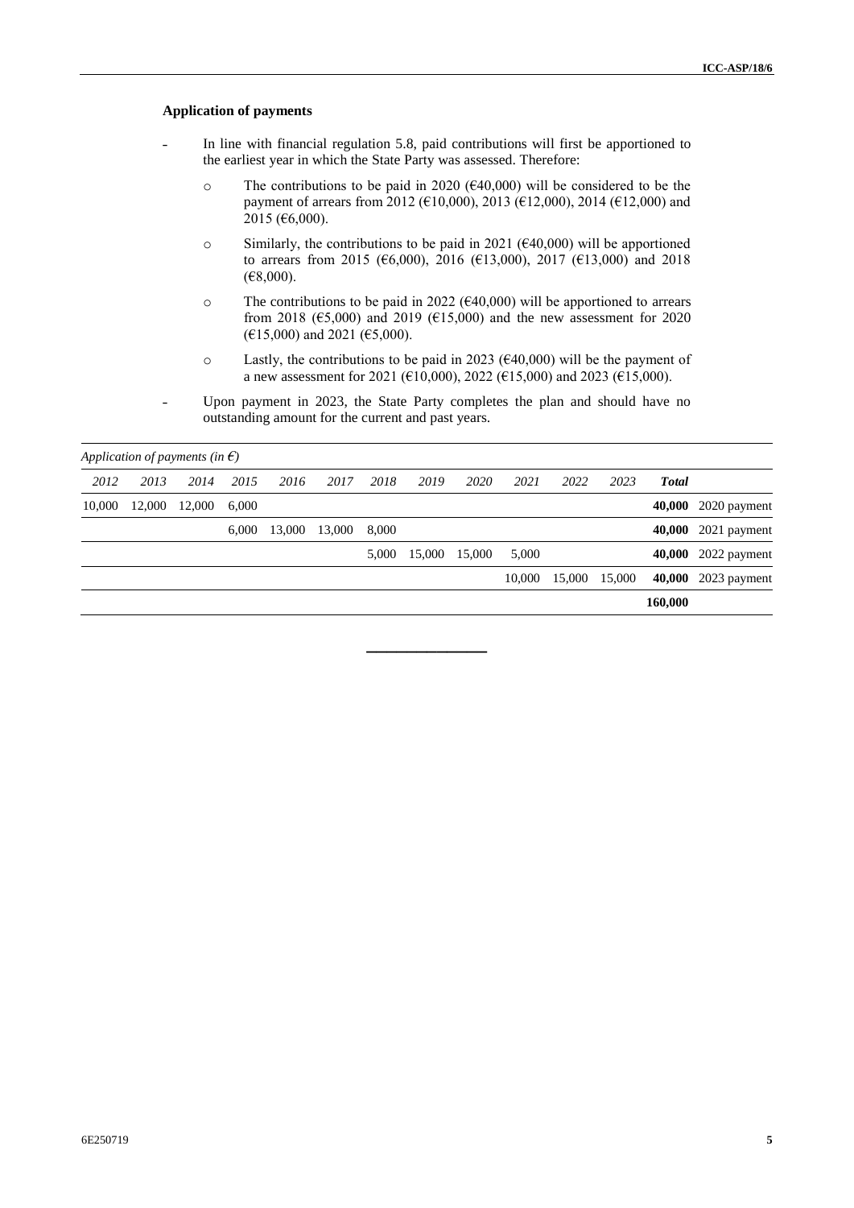### Application of payments

- In line with financial regulation 5.8, paid contributions will first be apportioned to the earliest year in which the State Party was assessed. Therefore:
    - The contributions to be paid in 2020 (€40,000) will be considered to be the payment of arrears from 2012 (€10,000), 2013 (€12,000), 2014 (€12,000) and 2015 (€6,000).
    - Similarly, the contributions to be paid in 2021 (€40,000) will be apportioned to arrears from 2015 (€6,000), 2016 (€13,000), 2017 (€13,000) and 2018 (€8,000).
    - The contributions to be paid in 2022 (€40,000) will be apportioned to arrears from 2018 (€5,000) and 2019 (€15,000) and the new assessment for 2020 (€15,000) and 2021 (€5,000).
    - Lastly, the contributions to be paid in 2023 (€40,000) will be the payment of a new assessment for 2021 (€10,000), 2022 (€15,000) and 2023 (€15,000).
- Upon payment in 2023, the State Party completes the plan and should have no outstanding amount for the current and past years.

*Application of payments (in €)*

| *2012* | *2013* | *2014* | *2015* | *2016* | *2017* | *2018* | *2019* | *2020* | *2021* | *2022* | *2023* | ***Total*** | |
|---|---|---|---|---|---|---|---|---|---|---|---|---|---|
| 10,000 | 12,000 | 12,000 | 6,000 | | | | | | | | | **40,000** | 2020 payment |
| | | | 6,000 | 13,000 | 13,000 | 8,000 | | | | | | **40,000** | 2021 payment |
| | | | | | | 5,000 | 15,000 | 15,000 | 5,000 | | | **40,000** | 2022 payment |
| | | | | | | | | | 10,000 | 15,000 | 15,000 | **40,000** | 2023 payment |
| | | | | | | | | | | | | **160,000** | |

---